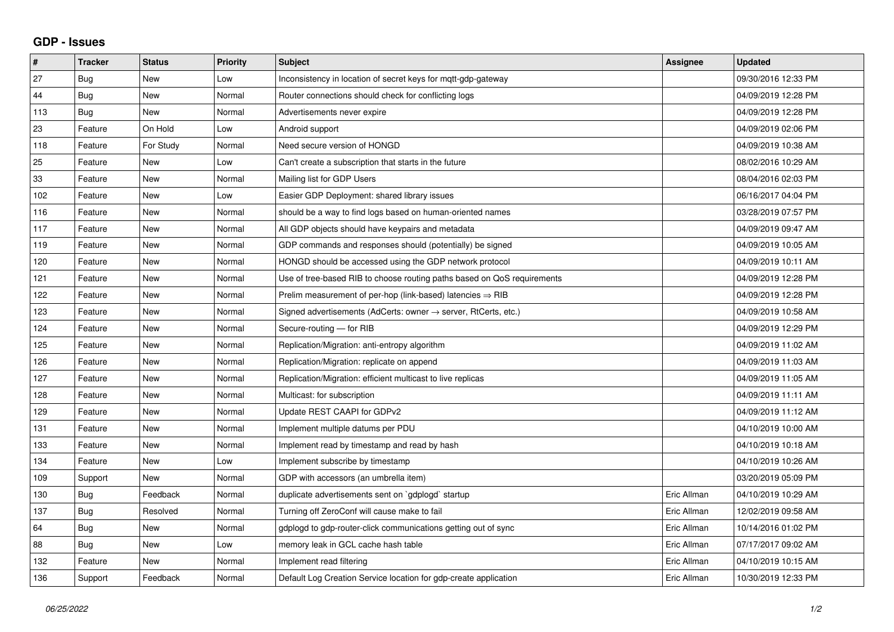# GDP - Issues

| # | Tracker | Status | Priority | Subject | Assignee | Updated |
|---|---|---|---|---|---|---|
| 27 | Bug | New | Low | Inconsistency in location of secret keys for mqtt-gdp-gateway | | 09/30/2016 12:33 PM |
| 44 | Bug | New | Normal | Router connections should check for conflicting logs | | 04/09/2019 12:28 PM |
| 113 | Bug | New | Normal | Advertisements never expire | | 04/09/2019 12:28 PM |
| 23 | Feature | On Hold | Low | Android support | | 04/09/2019 02:06 PM |
| 118 | Feature | For Study | Normal | Need secure version of HONGD | | 04/09/2019 10:38 AM |
| 25 | Feature | New | Low | Can't create a subscription that starts in the future | | 08/02/2016 10:29 AM |
| 33 | Feature | New | Normal | Mailing list for GDP Users | | 08/04/2016 02:03 PM |
| 102 | Feature | New | Low | Easier GDP Deployment: shared library issues | | 06/16/2017 04:04 PM |
| 116 | Feature | New | Normal | should be a way to find logs based on human-oriented names | | 03/28/2019 07:57 PM |
| 117 | Feature | New | Normal | All GDP objects should have keypairs and metadata | | 04/09/2019 09:47 AM |
| 119 | Feature | New | Normal | GDP commands and responses should (potentially) be signed | | 04/09/2019 10:05 AM |
| 120 | Feature | New | Normal | HONGD should be accessed using the GDP network protocol | | 04/09/2019 10:11 AM |
| 121 | Feature | New | Normal | Use of tree-based RIB to choose routing paths based on QoS requirements | | 04/09/2019 12:28 PM |
| 122 | Feature | New | Normal | Prelim measurement of per-hop (link-based) latencies ⇒ RIB | | 04/09/2019 12:28 PM |
| 123 | Feature | New | Normal | Signed advertisements (AdCerts: owner → server, RtCerts, etc.) | | 04/09/2019 10:58 AM |
| 124 | Feature | New | Normal | Secure-routing — for RIB | | 04/09/2019 12:29 PM |
| 125 | Feature | New | Normal | Replication/Migration: anti-entropy algorithm | | 04/09/2019 11:02 AM |
| 126 | Feature | New | Normal | Replication/Migration: replicate on append | | 04/09/2019 11:03 AM |
| 127 | Feature | New | Normal | Replication/Migration: efficient multicast to live replicas | | 04/09/2019 11:05 AM |
| 128 | Feature | New | Normal | Multicast: for subscription | | 04/09/2019 11:11 AM |
| 129 | Feature | New | Normal | Update REST CAAPI for GDPv2 | | 04/09/2019 11:12 AM |
| 131 | Feature | New | Normal | Implement multiple datums per PDU | | 04/10/2019 10:00 AM |
| 133 | Feature | New | Normal | Implement read by timestamp and read by hash | | 04/10/2019 10:18 AM |
| 134 | Feature | New | Low | Implement subscribe by timestamp | | 04/10/2019 10:26 AM |
| 109 | Support | New | Normal | GDP with accessors (an umbrella item) | | 03/20/2019 05:09 PM |
| 130 | Bug | Feedback | Normal | duplicate advertisements sent on `gdplogd` startup | Eric Allman | 04/10/2019 10:29 AM |
| 137 | Bug | Resolved | Normal | Turning off ZeroConf will cause make to fail | Eric Allman | 12/02/2019 09:58 AM |
| 64 | Bug | New | Normal | gdplogd to gdp-router-click communications getting out of sync | Eric Allman | 10/14/2016 01:02 PM |
| 88 | Bug | New | Low | memory leak in GCL cache hash table | Eric Allman | 07/17/2017 09:02 AM |
| 132 | Feature | New | Normal | Implement read filtering | Eric Allman | 04/10/2019 10:15 AM |
| 136 | Support | Feedback | Normal | Default Log Creation Service location for gdp-create application | Eric Allman | 10/30/2019 12:33 PM |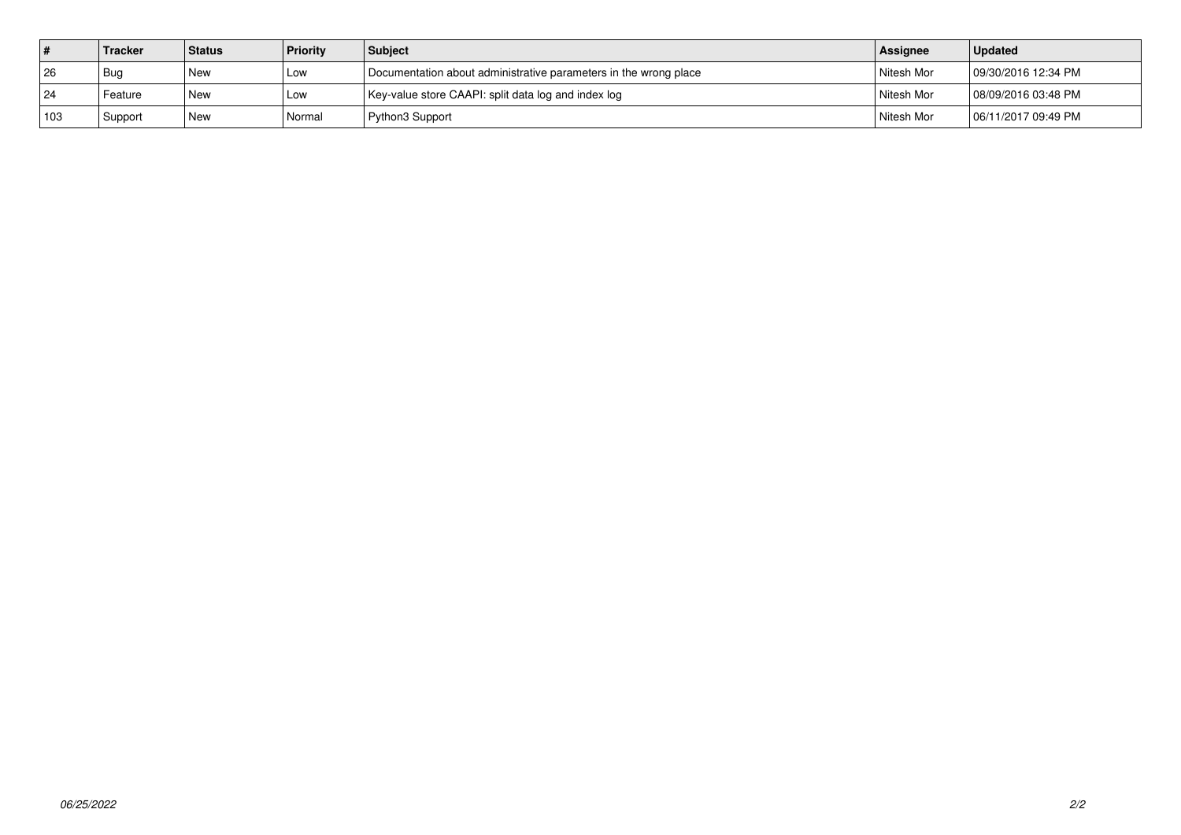| # | Tracker | Status | Priority | Subject | Assignee | Updated |
|---|---|---|---|---|---|---|
| 26 | Bug | New | Low | Documentation about administrative parameters in the wrong place | Nitesh Mor | 09/30/2016 12:34 PM |
| 24 | Feature | New | Low | Key-value store CAAPI: split data log and index log | Nitesh Mor | 08/09/2016 03:48 PM |
| 103 | Support | New | Normal | Python3 Support | Nitesh Mor | 06/11/2017 09:49 PM |